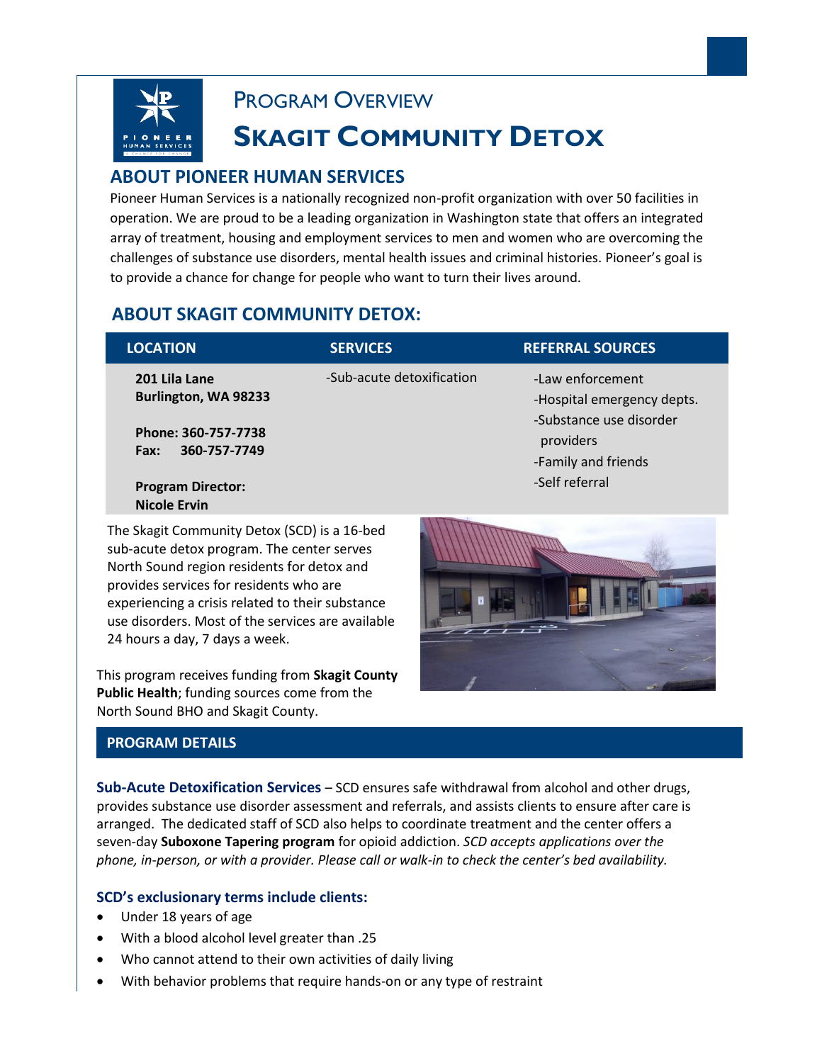# PROGRAM OVERVIEW

# SKAGIT COMMUNITY DETOX

## ABOUT PIONEER HUMAN SERVICES

Pioneer Human Services is a nationally recognized non-profit organization with over 50 facilities in operation. We are proud to be a leading organization in Washington state that offers an integrated array of treatment, housing and employment services to men and women who are overcoming the challenges of substance use disorders, mental health issues and criminal histories. Pioneer's goal is to provide a chance for change for people who want to turn their lives around.

## ABOUT SKAGIT COMMUNITY DETOX:

| LOCATION | SERVICES | REFERRAL SOURCES |
|---|---|---|
| **201 Lila Lane**<br>**Burlington, WA 98233**<br><br>**Phone: 360-757-7738**<br>**Fax: 360-757-7749**<br><br>**Program Director:**<br>**Nicole Ervin** | -Sub-acute detoxification | -Law enforcement<br>-Hospital emergency depts.<br>-Substance use disorder providers<br>-Family and friends<br>-Self referral |

The Skagit Community Detox (SCD) is a 16-bed sub-acute detox program. The center serves North Sound region residents for detox and provides services for residents who are experiencing a crisis related to their substance use disorders. Most of the services are available 24 hours a day, 7 days a week.

This program receives funding from **Skagit County Public Health**; funding sources come from the North Sound BHO and Skagit County.

## PROGRAM DETAILS

**Sub-Acute Detoxification Services** – SCD ensures safe withdrawal from alcohol and other drugs, provides substance use disorder assessment and referrals, and assists clients to ensure after care is arranged. The dedicated staff of SCD also helps to coordinate treatment and the center offers a seven-day **Suboxone Tapering program** for opioid addiction. *SCD accepts applications over the phone, in-person, or with a provider. Please call or walk-in to check the center's bed availability.*

### SCD's exclusionary terms include clients:

- Under 18 years of age
- With a blood alcohol level greater than .25
- Who cannot attend to their own activities of daily living
- With behavior problems that require hands-on or any type of restraint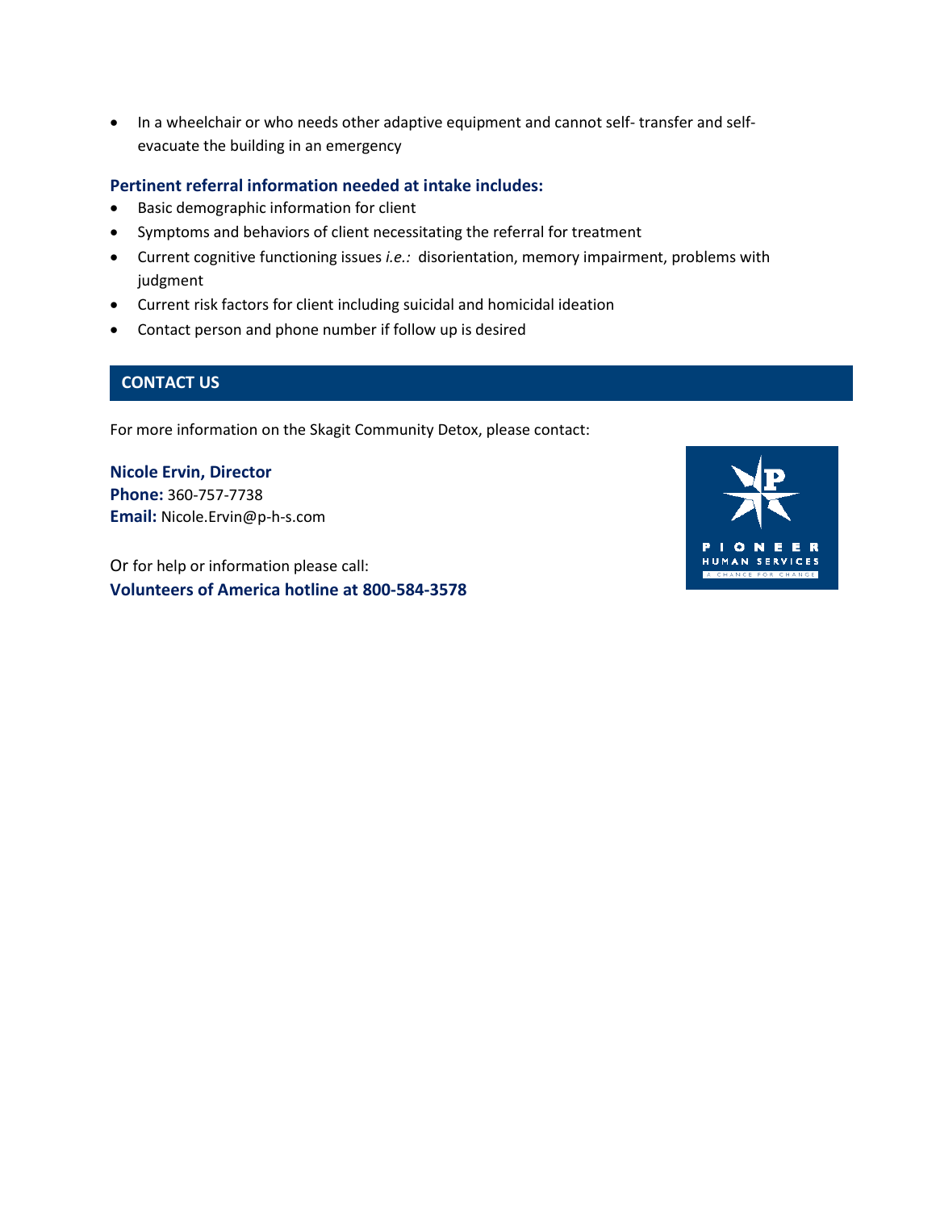- In a wheelchair or who needs other adaptive equipment and cannot self- transfer and self-evacuate the building in an emergency

### Pertinent referral information needed at intake includes:

- Basic demographic information for client
- Symptoms and behaviors of client necessitating the referral for treatment
- Current cognitive functioning issues *i.e.:* disorientation, memory impairment, problems with judgment
- Current risk factors for client including suicidal and homicidal ideation
- Contact person and phone number if follow up is desired

## CONTACT US

For more information on the Skagit Community Detox, please contact:

**Nicole Ervin, Director**
**Phone:** 360-757-7738
**Email:** Nicole.Ervin@p-h-s.com

Or for help or information please call:
**Volunteers of America hotline at 800-584-3578**

PIONEER HUMAN SERVICES
A CHANCE FOR CHANGE